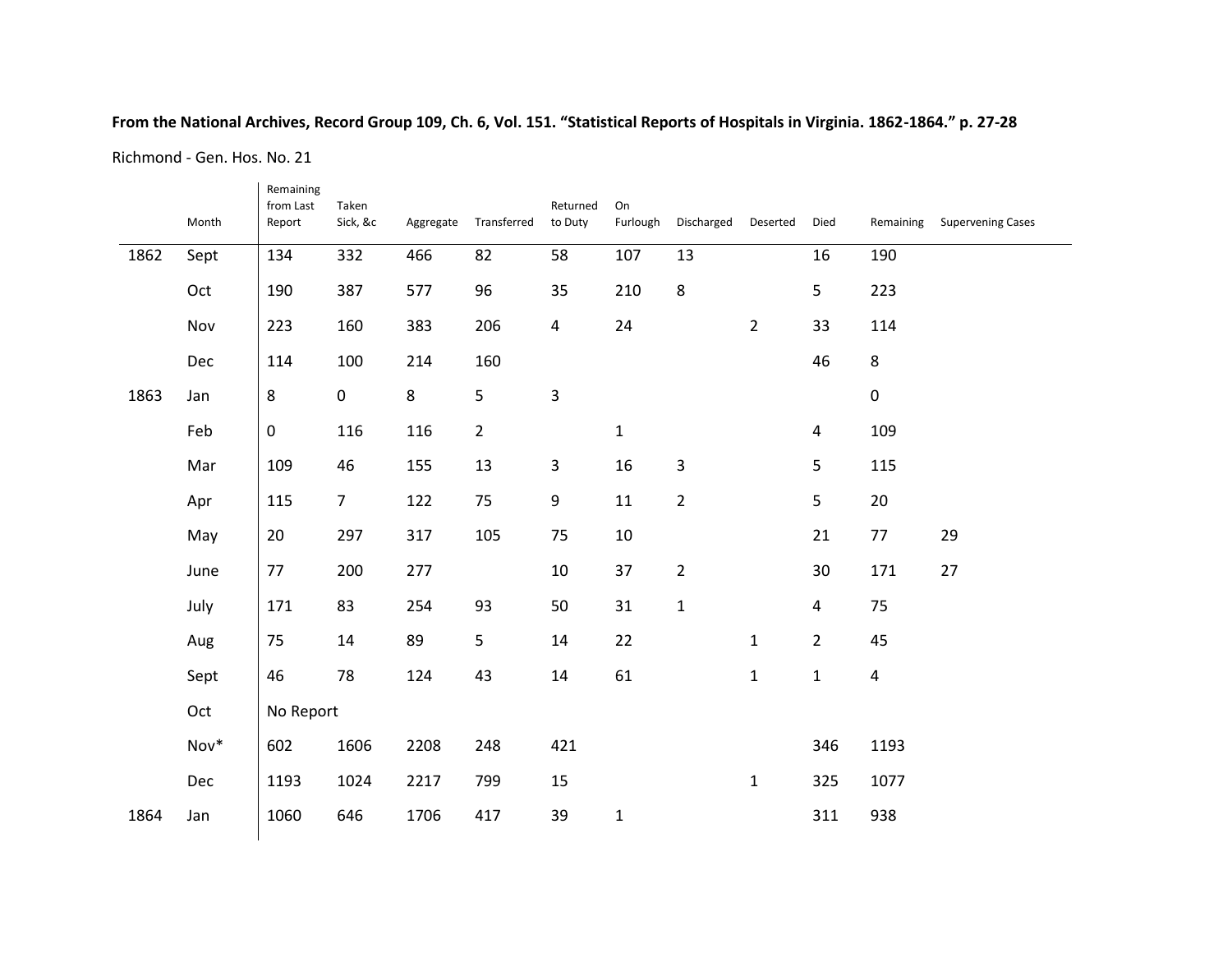**From the National Archives, Record Group 109, Ch. 6, Vol. 151. “Statistical Reports of Hospitals in Virginia. 1862-1864.” p. 27-28**

Richmond - Gen. Hos. No. 21

| | Month | Remaining from Last Report | Taken Sick, &c | Aggregate | Transferred | Returned to Duty | On Furlough | Discharged | Deserted | Died | Remaining | Supervening Cases |
|---|---|---|---|---|---|---|---|---|---|---|---|---|
| 1862 | Sept | 134 | 332 | 466 | 82 | 58 | 107 | 13 | | 16 | 190 | |
| | Oct | 190 | 387 | 577 | 96 | 35 | 210 | 8 | | 5 | 223 | |
| | Nov | 223 | 160 | 383 | 206 | 4 | 24 | | 2 | 33 | 114 | |
| | Dec | 114 | 100 | 214 | 160 | | | | | 46 | 8 | |
| 1863 | Jan | 8 | 0 | 8 | 5 | 3 | | | | | 0 | |
| | Feb | 0 | 116 | 116 | 2 | | 1 | | | 4 | 109 | |
| | Mar | 109 | 46 | 155 | 13 | 3 | 16 | 3 | | 5 | 115 | |
| | Apr | 115 | 7 | 122 | 75 | 9 | 11 | 2 | | 5 | 20 | |
| | May | 20 | 297 | 317 | 105 | 75 | 10 | | | 21 | 77 | 29 |
| | June | 77 | 200 | 277 | | 10 | 37 | 2 | | 30 | 171 | 27 |
| | July | 171 | 83 | 254 | 93 | 50 | 31 | 1 | | 4 | 75 | |
| | Aug | 75 | 14 | 89 | 5 | 14 | 22 | | 1 | 2 | 45 | |
| | Sept | 46 | 78 | 124 | 43 | 14 | 61 | | 1 | 1 | 4 | |
| | Oct | No Report | | | | | | | | | | |
| | Nov* | 602 | 1606 | 2208 | 248 | 421 | | | | 346 | 1193 | |
| | Dec | 1193 | 1024 | 2217 | 799 | 15 | | | 1 | 325 | 1077 | |
| 1864 | Jan | 1060 | 646 | 1706 | 417 | 39 | 1 | | | 311 | 938 | |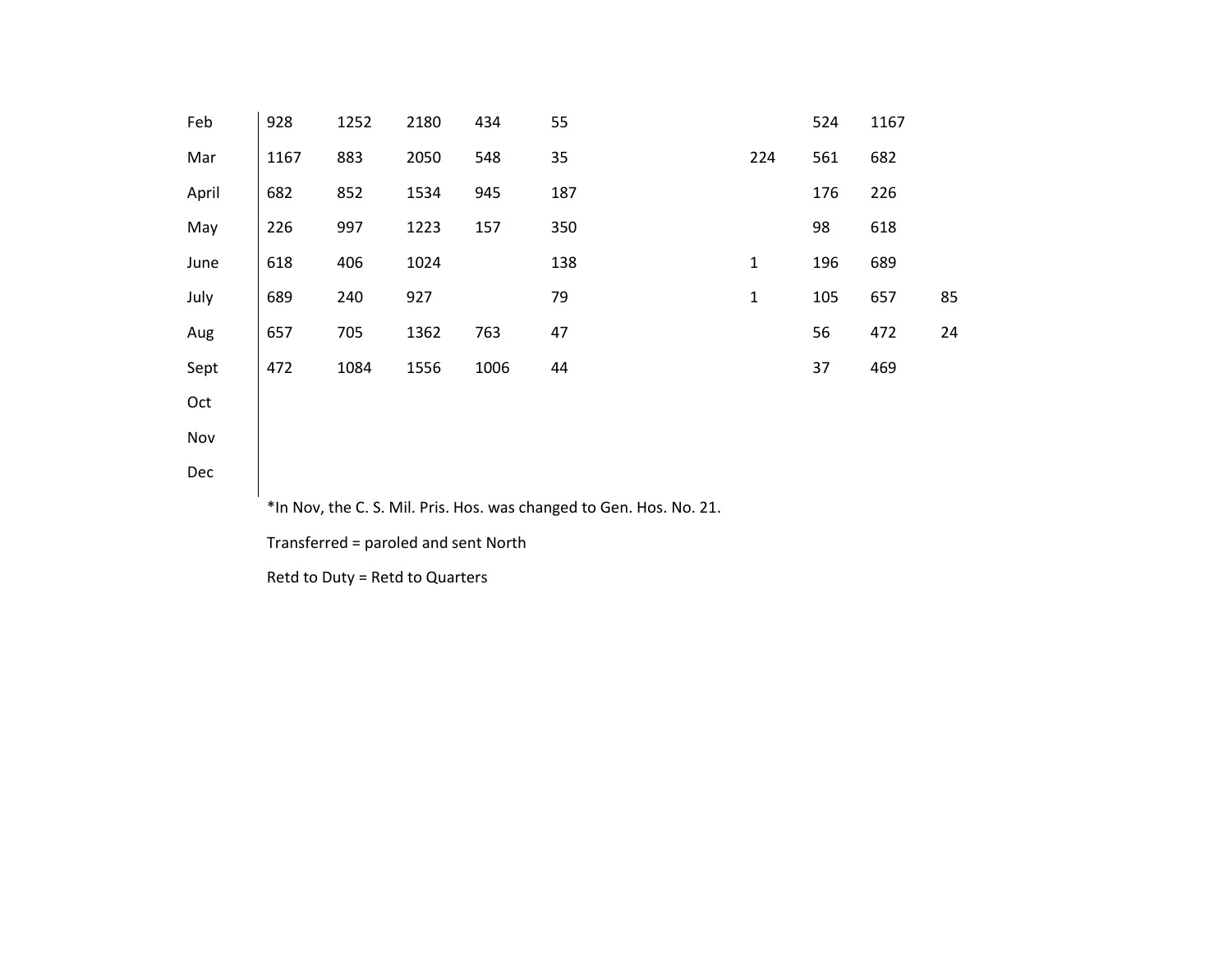| | | | | | | | | | | | |
|---|---|---|---|---|---|---|---|---|---|---|---|
| Feb | 928 | 1252 | 2180 | 434 | 55 | | | | 524 | 1167 | |
| Mar | 1167 | 883 | 2050 | 548 | 35 | | | 224 | 561 | 682 | |
| April | 682 | 852 | 1534 | 945 | 187 | | | | 176 | 226 | |
| May | 226 | 997 | 1223 | 157 | 350 | | | | 98 | 618 | |
| June | 618 | 406 | 1024 | | 138 | | | 1 | 196 | 689 | |
| July | 689 | 240 | 927 | | 79 | | | 1 | 105 | 657 | 85 |
| Aug | 657 | 705 | 1362 | 763 | 47 | | | | 56 | 472 | 24 |
| Sept | 472 | 1084 | 1556 | 1006 | 44 | | | | 37 | 469 | |
| Oct | | | | | | | | | | | |
| Nov | | | | | | | | | | | |
| Dec | | | | | | | | | | | |

*In Nov, the C. S. Mil. Pris. Hos. was changed to Gen. Hos. No. 21.

Transferred = paroled and sent North

Retd to Duty = Retd to Quarters